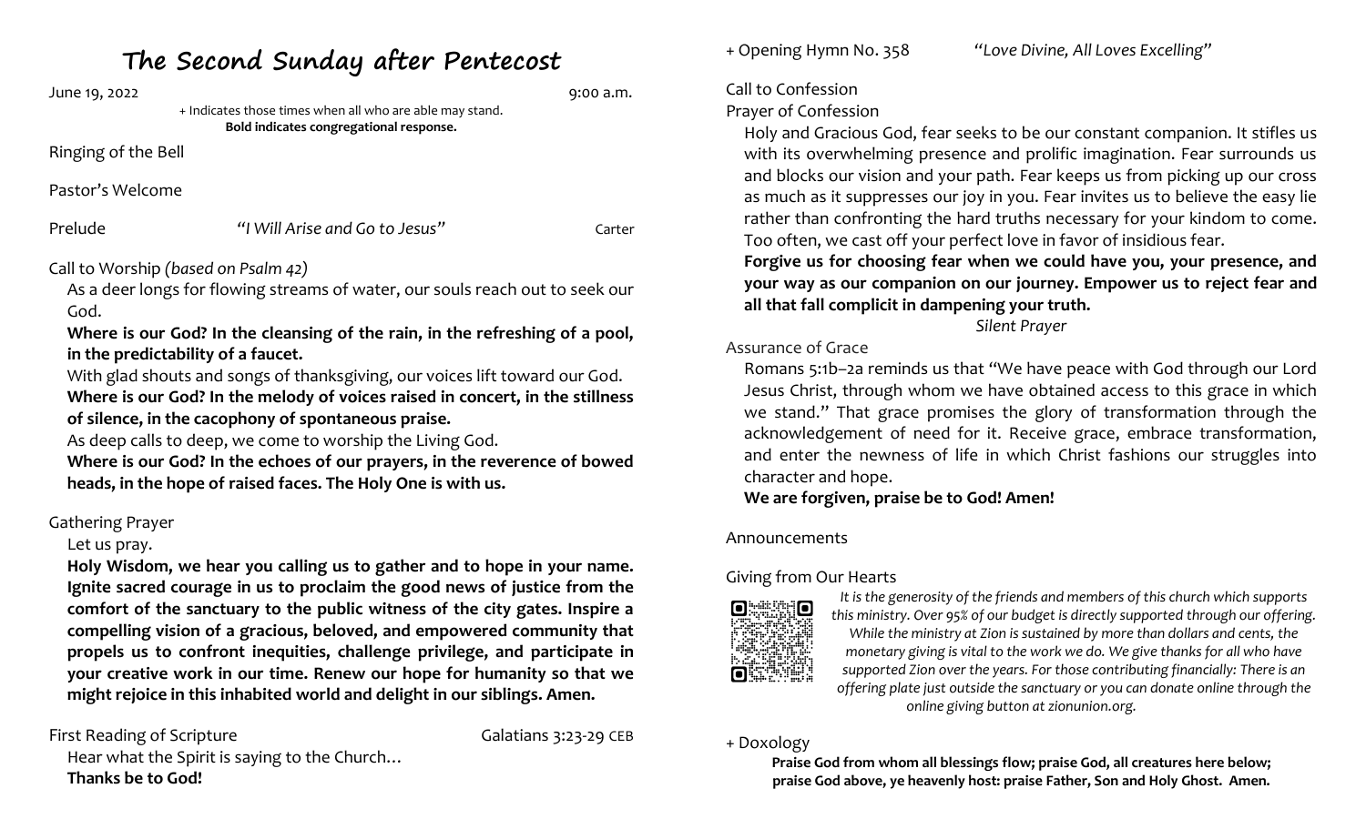# The Second Sunday after Pentecost

June 19, 2022 9:00 a.m.

+ Indicates those times when all who are able may stand.
**Bold indicates congregational response.**

Ringing of the Bell

Pastor's Welcome

Prelude *"I Will Arise and Go to Jesus"* Carter

Call to Worship *(based on Psalm 42)*

As a deer longs for flowing streams of water, our souls reach out to seek our God.

**Where is our God? In the cleansing of the rain, in the refreshing of a pool, in the predictability of a faucet.**

With glad shouts and songs of thanksgiving, our voices lift toward our God.

**Where is our God? In the melody of voices raised in concert, in the stillness of silence, in the cacophony of spontaneous praise.**

As deep calls to deep, we come to worship the Living God.

**Where is our God? In the echoes of our prayers, in the reverence of bowed heads, in the hope of raised faces. The Holy One is with us.**

Gathering Prayer

Let us pray.

**Holy Wisdom, we hear you calling us to gather and to hope in your name. Ignite sacred courage in us to proclaim the good news of justice from the comfort of the sanctuary to the public witness of the city gates. Inspire a compelling vision of a gracious, beloved, and empowered community that propels us to confront inequities, challenge privilege, and participate in your creative work in our time. Renew our hope for humanity so that we might rejoice in this inhabited world and delight in our siblings. Amen.**

First Reading of Scripture Galatians 3:23-29 CEB

Hear what the Spirit is saying to the Church…

**Thanks be to God!**

+ Opening Hymn No. 358 *"Love Divine, All Loves Excelling"*

Call to Confession

Prayer of Confession

Holy and Gracious God, fear seeks to be our constant companion. It stifles us with its overwhelming presence and prolific imagination. Fear surrounds us and blocks our vision and your path. Fear keeps us from picking up our cross as much as it suppresses our joy in you. Fear invites us to believe the easy lie rather than confronting the hard truths necessary for your kindom to come. Too often, we cast off your perfect love in favor of insidious fear.

**Forgive us for choosing fear when we could have you, your presence, and your way as our companion on our journey. Empower us to reject fear and all that fall complicit in dampening your truth.**

*Silent Prayer*

Assurance of Grace

Romans 5:1b–2a reminds us that "We have peace with God through our Lord Jesus Christ, through whom we have obtained access to this grace in which we stand." That grace promises the glory of transformation through the acknowledgement of need for it. Receive grace, embrace transformation, and enter the newness of life in which Christ fashions our struggles into character and hope.

**We are forgiven, praise be to God! Amen!**

Announcements

Giving from Our Hearts

*It is the generosity of the friends and members of this church which supports this ministry. Over 95% of our budget is directly supported through our offering. While the ministry at Zion is sustained by more than dollars and cents, the monetary giving is vital to the work we do. We give thanks for all who have supported Zion over the years. For those contributing financially: There is an offering plate just outside the sanctuary or you can donate online through the online giving button at zionunion.org.*

+ Doxology

**Praise God from whom all blessings flow; praise God, all creatures here below; praise God above, ye heavenly host: praise Father, Son and Holy Ghost. Amen.**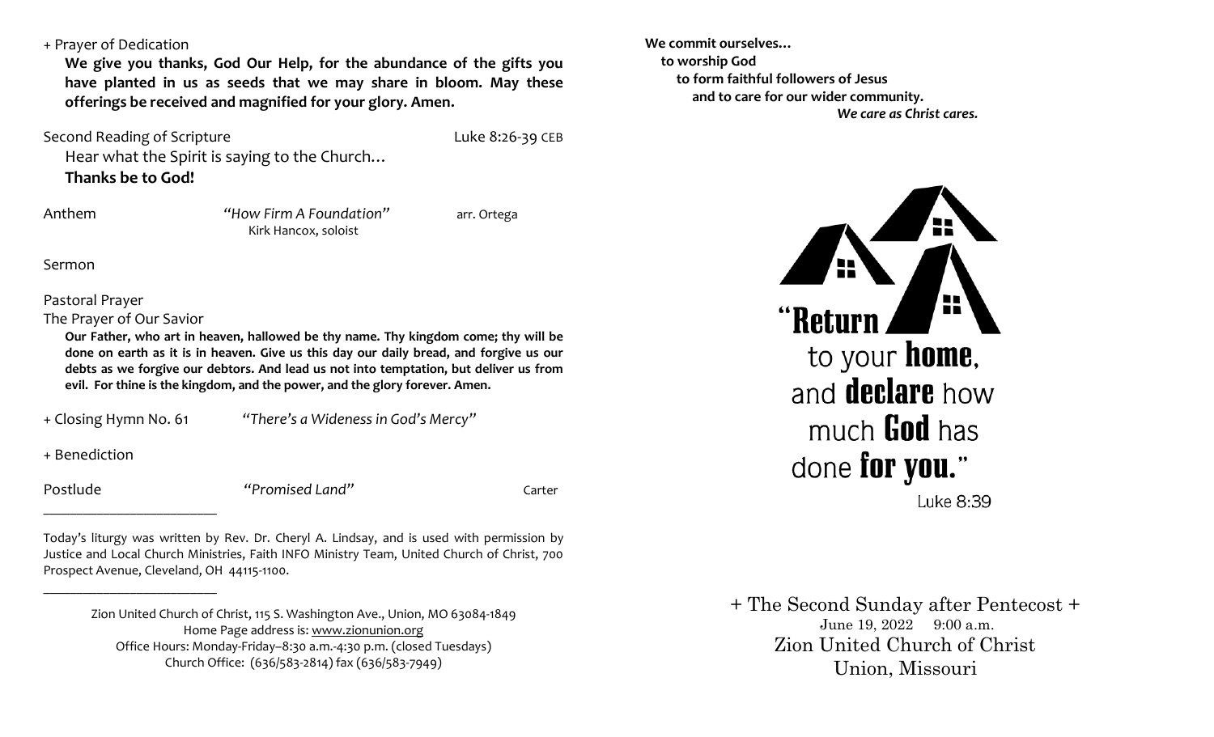+ Prayer of Dedication

**We give you thanks, God Our Help, for the abundance of the gifts you have planted in us as seeds that we may share in bloom. May these offerings be received and magnified for your glory. Amen.**

Second Reading of Scripture — Luke 8:26-39 CEB

Hear what the Spirit is saying to the Church…

**Thanks be to God!**

Anthem — *"How Firm A Foundation"* — arr. Ortega
Kirk Hancox, soloist

Sermon

Pastoral Prayer

The Prayer of Our Savior

**Our Father, who art in heaven, hallowed be thy name. Thy kingdom come; thy will be done on earth as it is in heaven. Give us this day our daily bread, and forgive us our debts as we forgive our debtors. And lead us not into temptation, but deliver us from evil. For thine is the kingdom, and the power, and the glory forever. Amen.**

+ Closing Hymn No. 61 — *"There's a Wideness in God's Mercy"*

+ Benediction

Postlude — *"Promised Land"* — Carter

---

Today's liturgy was written by Rev. Dr. Cheryl A. Lindsay, and is used with permission by Justice and Local Church Ministries, Faith INFO Ministry Team, United Church of Christ, 700 Prospect Avenue, Cleveland, OH 44115-1100.

---

Zion United Church of Christ, 115 S. Washington Ave., Union, MO 63084-1849
Home Page address is: www.zionunion.org
Office Hours: Monday-Friday–8:30 a.m.-4:30 p.m. (closed Tuesdays)
Church Office: (636/583-2814) fax (636/583-7949)

**We commit ourselves…**
**to worship God**
**to form faithful followers of Jesus**
**and to care for our wider community.**
***We care as Christ cares.***

"Return to your **home**, and **declare** how much **God** has done **for you**."

Luke 8:39

+ The Second Sunday after Pentecost +

June 19, 2022 9:00 a.m.

Zion United Church of Christ

Union, Missouri